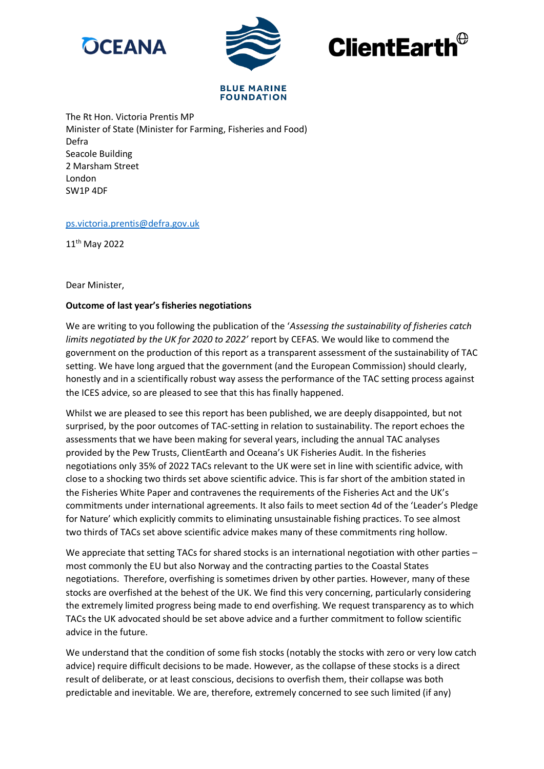OCEANA

BLUE MARINE FOUNDATION

ClientEarth

The Rt Hon. Victoria Prentis MP
Minister of State (Minister for Farming, Fisheries and Food)
Defra
Seacole Building
2 Marsham Street
London
SW1P 4DF

ps.victoria.prentis@defra.gov.uk

11th May 2022

Dear Minister,

**Outcome of last year's fisheries negotiations**

We are writing to you following the publication of the '*Assessing the sustainability of fisheries catch limits negotiated by the UK for 2020 to 2022'* report by CEFAS. We would like to commend the government on the production of this report as a transparent assessment of the sustainability of TAC setting. We have long argued that the government (and the European Commission) should clearly, honestly and in a scientifically robust way assess the performance of the TAC setting process against the ICES advice, so are pleased to see that this has finally happened.

Whilst we are pleased to see this report has been published, we are deeply disappointed, but not surprised, by the poor outcomes of TAC-setting in relation to sustainability. The report echoes the assessments that we have been making for several years, including the annual TAC analyses provided by the Pew Trusts, ClientEarth and Oceana's UK Fisheries Audit. In the fisheries negotiations only 35% of 2022 TACs relevant to the UK were set in line with scientific advice, with close to a shocking two thirds set above scientific advice. This is far short of the ambition stated in the Fisheries White Paper and contravenes the requirements of the Fisheries Act and the UK's commitments under international agreements. It also fails to meet section 4d of the 'Leader's Pledge for Nature' which explicitly commits to eliminating unsustainable fishing practices. To see almost two thirds of TACs set above scientific advice makes many of these commitments ring hollow.

We appreciate that setting TACs for shared stocks is an international negotiation with other parties – most commonly the EU but also Norway and the contracting parties to the Coastal States negotiations. Therefore, overfishing is sometimes driven by other parties. However, many of these stocks are overfished at the behest of the UK. We find this very concerning, particularly considering the extremely limited progress being made to end overfishing. We request transparency as to which TACs the UK advocated should be set above advice and a further commitment to follow scientific advice in the future.

We understand that the condition of some fish stocks (notably the stocks with zero or very low catch advice) require difficult decisions to be made. However, as the collapse of these stocks is a direct result of deliberate, or at least conscious, decisions to overfish them, their collapse was both predictable and inevitable. We are, therefore, extremely concerned to see such limited (if any)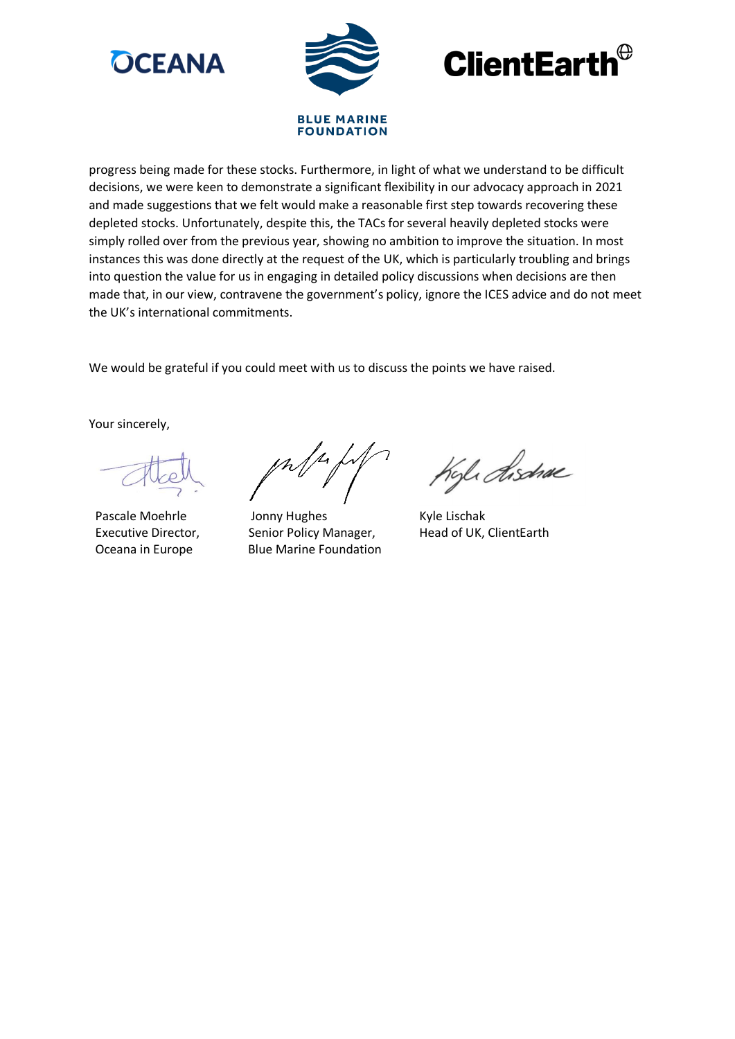progress being made for these stocks. Furthermore, in light of what we understand to be difficult decisions, we were keen to demonstrate a significant flexibility in our advocacy approach in 2021 and made suggestions that we felt would make a reasonable first step towards recovering these depleted stocks. Unfortunately, despite this, the TACs for several heavily depleted stocks were simply rolled over from the previous year, showing no ambition to improve the situation. In most instances this was done directly at the request of the UK, which is particularly troubling and brings into question the value for us in engaging in detailed policy discussions when decisions are then made that, in our view, contravene the government's policy, ignore the ICES advice and do not meet the UK's international commitments.

We would be grateful if you could meet with us to discuss the points we have raised.

Your sincerely,

| | | |
|---|---|---|
| Pascale Moehrle<br>Executive Director,<br>Oceana in Europe | Jonny Hughes<br>Senior Policy Manager,<br>Blue Marine Foundation | Kyle Lischak<br>Head of UK, ClientEarth |